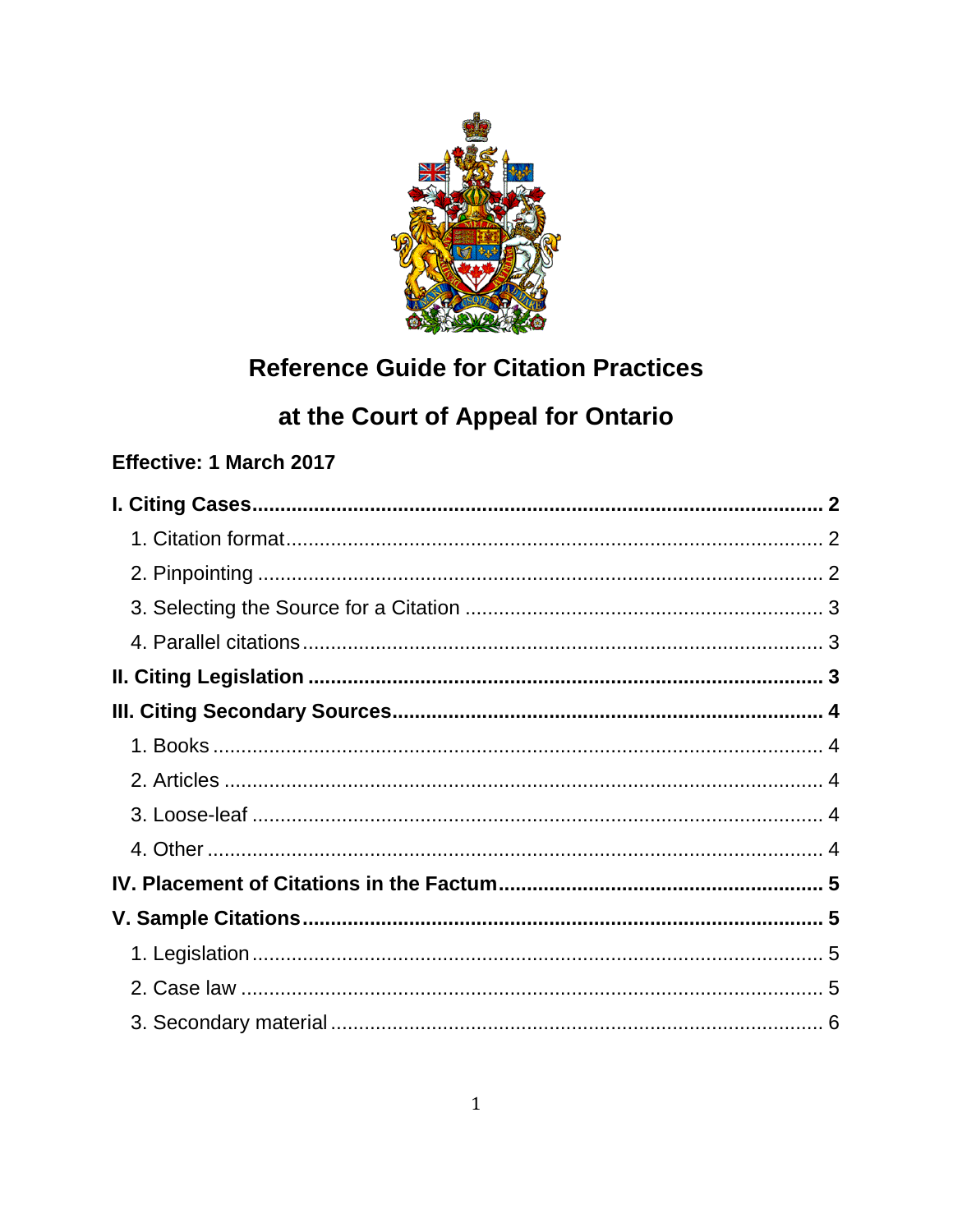# Reference Guide for Citation Practices

# at the Court of Appeal for Ontario

**Effective: 1 March 2017**

**I. Citing Cases** ........................................................................................ **2**

1. Citation format ........................................................................................ 2
2. Pinpointing ........................................................................................ 2
3. Selecting the Source for a Citation ........................................................................................ 3
4. Parallel citations ........................................................................................ 3

**II. Citing Legislation** ........................................................................................ **3**

**III. Citing Secondary Sources** ........................................................................................ **4**

1. Books ........................................................................................ 4
2. Articles ........................................................................................ 4
3. Loose-leaf ........................................................................................ 4
4. Other ........................................................................................ 4

**IV. Placement of Citations in the Factum** ........................................................................................ **5**

**V. Sample Citations** ........................................................................................ **5**

1. Legislation ........................................................................................ 5
2. Case law ........................................................................................ 5
3. Secondary material ........................................................................................ 6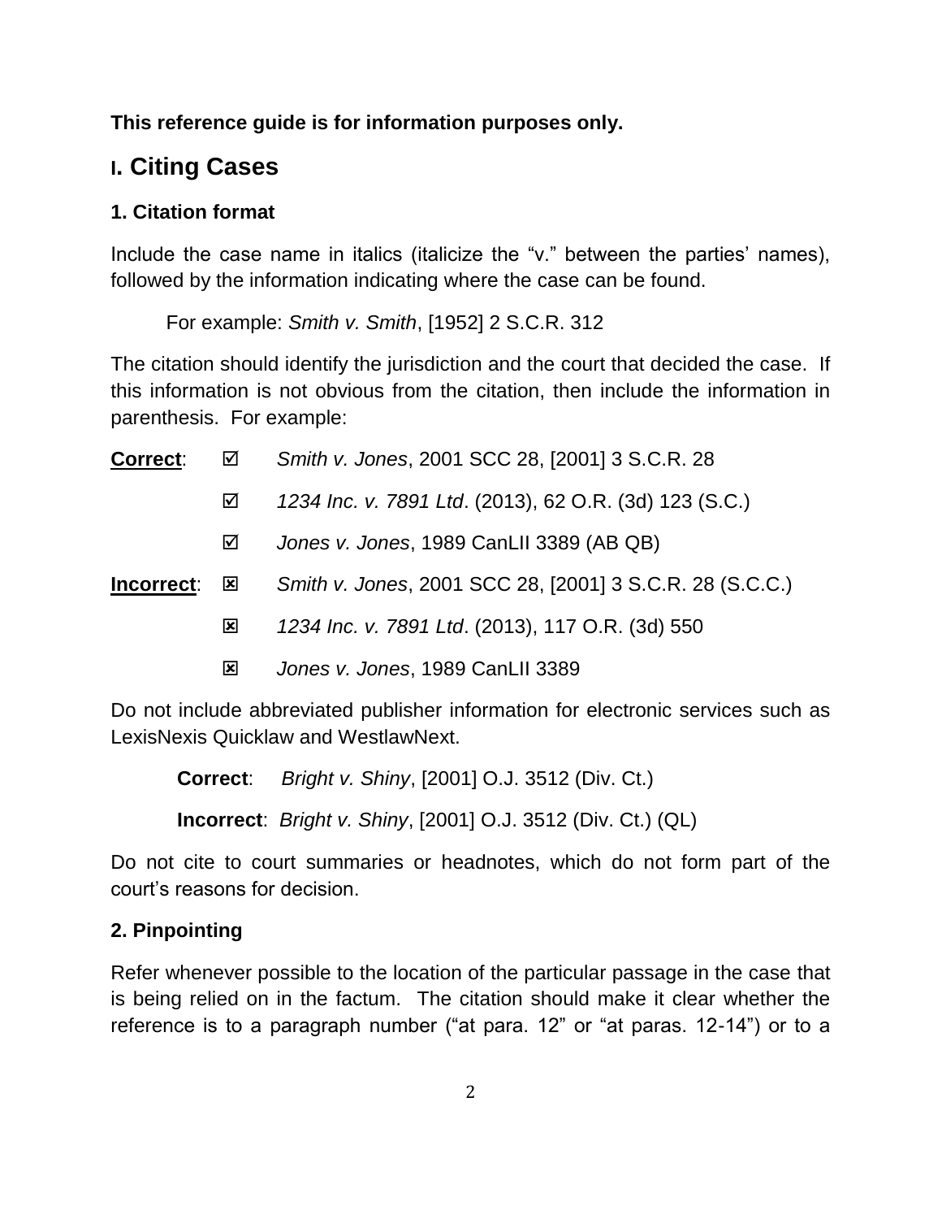**This reference guide is for information purposes only.**

# I. Citing Cases

### 1. Citation format

Include the case name in italics (italicize the "v." between the parties' names), followed by the information indicating where the case can be found.

For example: *Smith v. Smith*, [1952] 2 S.C.R. 312

The citation should identify the jurisdiction and the court that decided the case. If this information is not obvious from the citation, then include the information in parenthesis. For example:

**<u>Correct</u>**:
- ☑ *Smith v. Jones*, 2001 SCC 28, [2001] 3 S.C.R. 28
- ☑ *1234 Inc. v. 7891 Ltd*. (2013), 62 O.R. (3d) 123 (S.C.)
- ☑ *Jones v. Jones*, 1989 CanLII 3389 (AB QB)

**<u>Incorrect</u>**:
- ☒ *Smith v. Jones*, 2001 SCC 28, [2001] 3 S.C.R. 28 (S.C.C.)
- ☒ *1234 Inc. v. 7891 Ltd*. (2013), 117 O.R. (3d) 550
- ☒ *Jones v. Jones*, 1989 CanLII 3389

Do not include abbreviated publisher information for electronic services such as LexisNexis Quicklaw and WestlawNext.

**Correct**: *Bright v. Shiny*, [2001] O.J. 3512 (Div. Ct.)

**Incorrect**: *Bright v. Shiny*, [2001] O.J. 3512 (Div. Ct.) (QL)

Do not cite to court summaries or headnotes, which do not form part of the court's reasons for decision.

### 2. Pinpointing

Refer whenever possible to the location of the particular passage in the case that is being relied on in the factum. The citation should make it clear whether the reference is to a paragraph number ("at para. 12" or "at paras. 12-14") or to a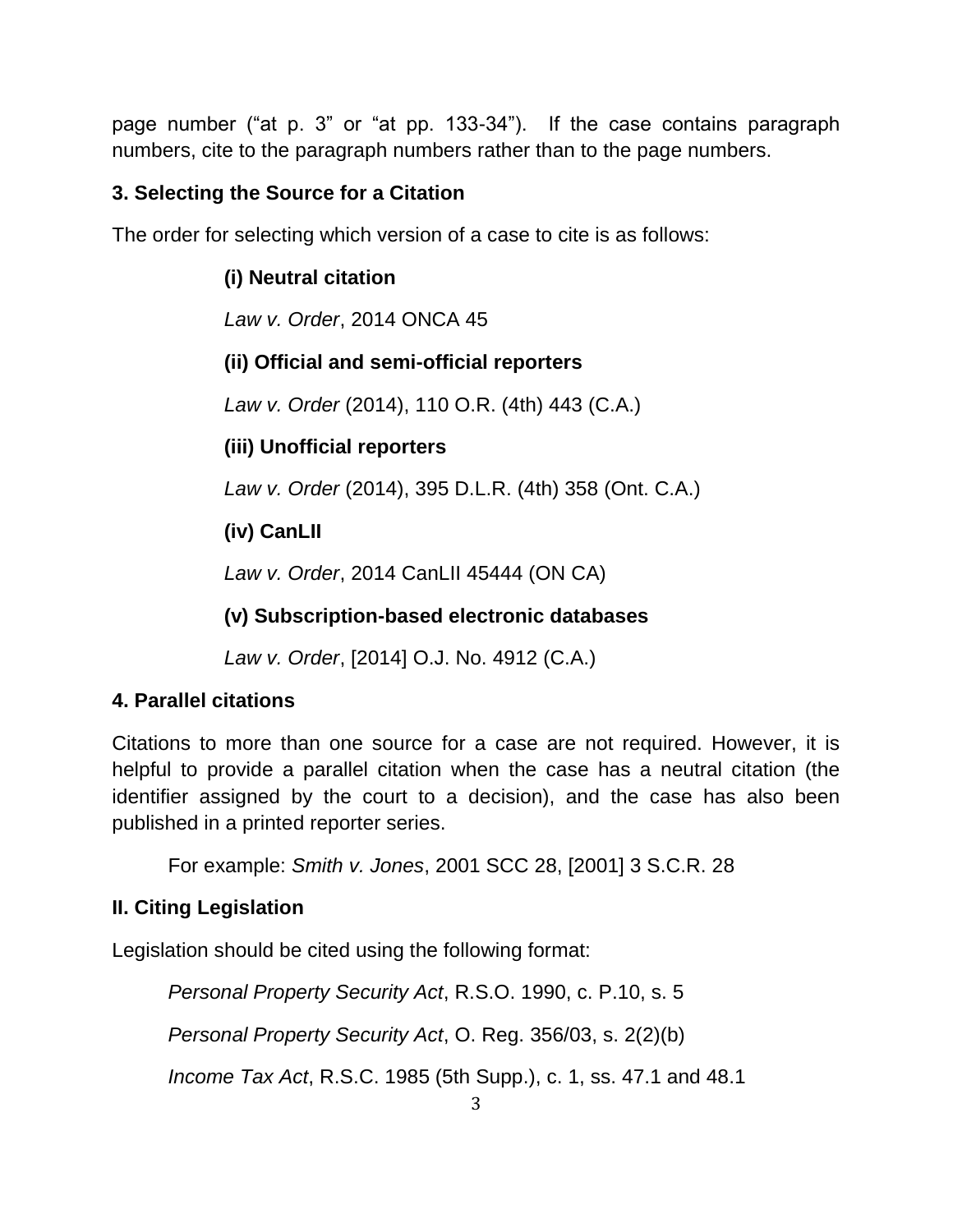page number (“at p. 3” or “at pp. 133-34”). If the case contains paragraph numbers, cite to the paragraph numbers rather than to the page numbers.

### 3. Selecting the Source for a Citation

The order for selecting which version of a case to cite is as follows:

**(i) Neutral citation**

*Law v. Order*, 2014 ONCA 45

**(ii) Official and semi-official reporters**

*Law v. Order* (2014), 110 O.R. (4th) 443 (C.A.)

**(iii) Unofficial reporters**

*Law v. Order* (2014), 395 D.L.R. (4th) 358 (Ont. C.A.)

**(iv) CanLII**

*Law v. Order*, 2014 CanLII 45444 (ON CA)

**(v) Subscription-based electronic databases**

*Law v. Order*, [2014] O.J. No. 4912 (C.A.)

### 4. Parallel citations

Citations to more than one source for a case are not required. However, it is helpful to provide a parallel citation when the case has a neutral citation (the identifier assigned by the court to a decision), and the case has also been published in a printed reporter series.

For example: *Smith v. Jones*, 2001 SCC 28, [2001] 3 S.C.R. 28

## II. Citing Legislation

Legislation should be cited using the following format:

*Personal Property Security Act*, R.S.O. 1990, c. P.10, s. 5

*Personal Property Security Act*, O. Reg. 356/03, s. 2(2)(b)

*Income Tax Act*, R.S.C. 1985 (5th Supp.), c. 1, ss. 47.1 and 48.1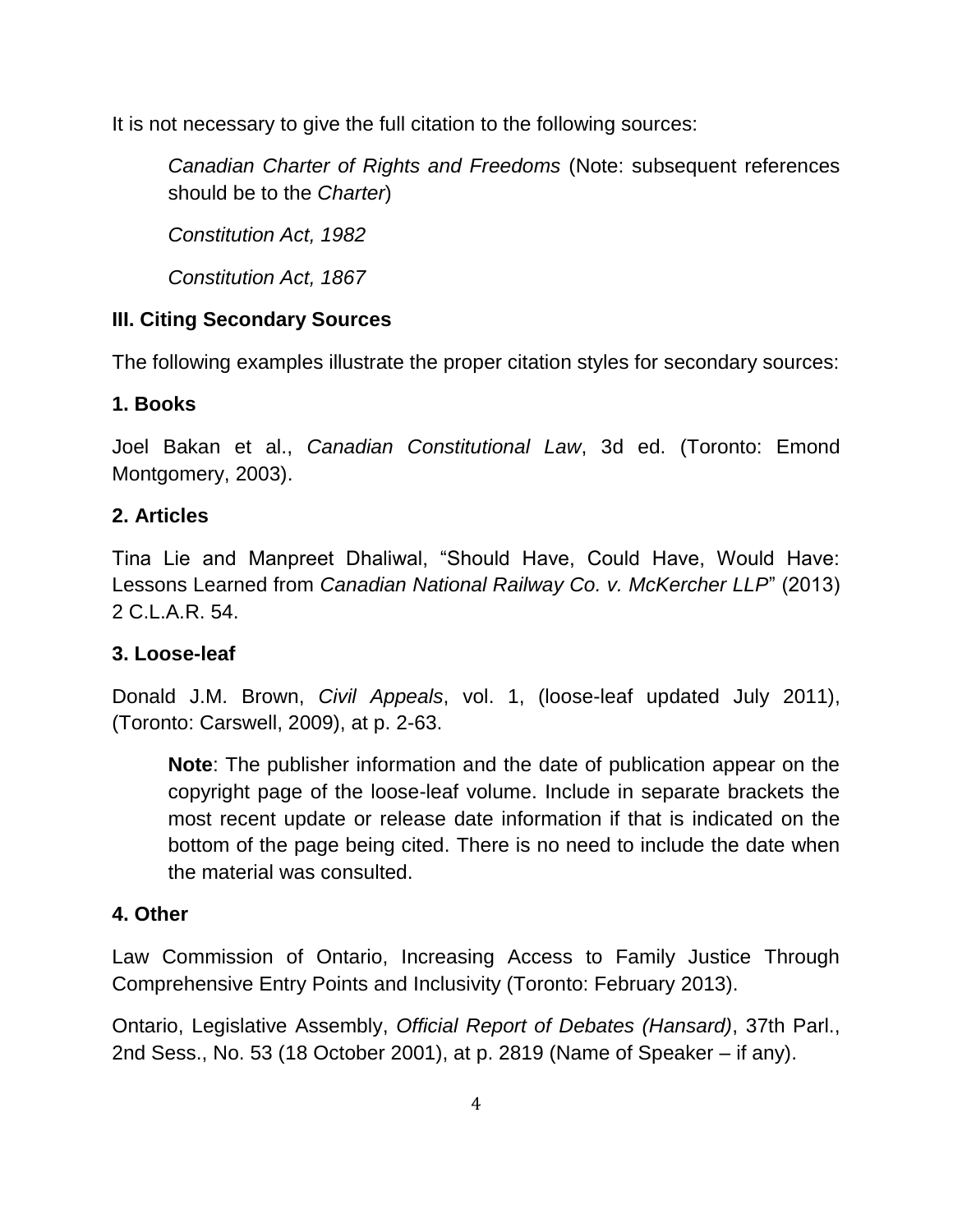It is not necessary to give the full citation to the following sources:

> *Canadian Charter of Rights and Freedoms* (Note: subsequent references should be to the *Charter*)
>
> *Constitution Act, 1982*
>
> *Constitution Act, 1867*

### III. Citing Secondary Sources

The following examples illustrate the proper citation styles for secondary sources:

#### 1. Books

Joel Bakan et al., *Canadian Constitutional Law*, 3d ed. (Toronto: Emond Montgomery, 2003).

#### 2. Articles

Tina Lie and Manpreet Dhaliwal, "Should Have, Could Have, Would Have: Lessons Learned from *Canadian National Railway Co. v. McKercher LLP*" (2013) 2 C.L.A.R. 54.

#### 3. Loose-leaf

Donald J.M. Brown, *Civil Appeals*, vol. 1, (loose-leaf updated July 2011), (Toronto: Carswell, 2009), at p. 2-63.

> **Note**: The publisher information and the date of publication appear on the copyright page of the loose-leaf volume. Include in separate brackets the most recent update or release date information if that is indicated on the bottom of the page being cited. There is no need to include the date when the material was consulted.

#### 4. Other

Law Commission of Ontario, Increasing Access to Family Justice Through Comprehensive Entry Points and Inclusivity (Toronto: February 2013).

Ontario, Legislative Assembly, *Official Report of Debates (Hansard)*, 37th Parl., 2nd Sess., No. 53 (18 October 2001), at p. 2819 (Name of Speaker – if any).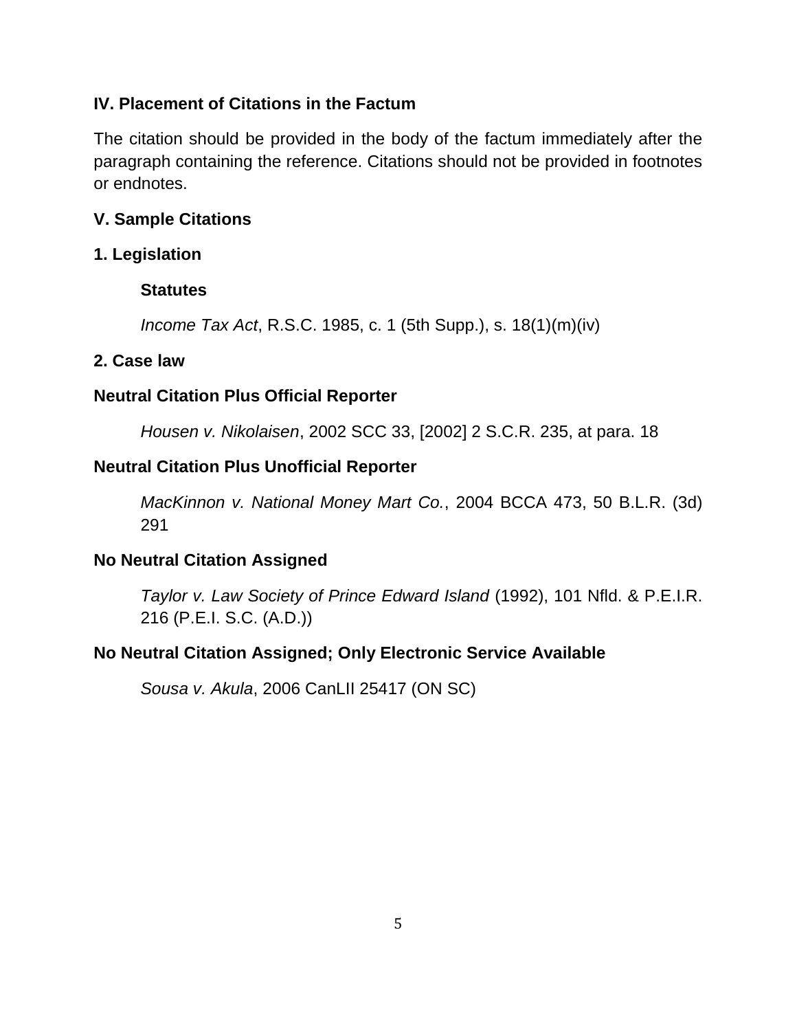## IV. Placement of Citations in the Factum

The citation should be provided in the body of the factum immediately after the paragraph containing the reference. Citations should not be provided in footnotes or endnotes.

## V. Sample Citations

### 1. Legislation

#### Statutes

*Income Tax Act*, R.S.C. 1985, c. 1 (5th Supp.), s. 18(1)(m)(iv)

### 2. Case law

#### Neutral Citation Plus Official Reporter

*Housen v. Nikolaisen*, 2002 SCC 33, [2002] 2 S.C.R. 235, at para. 18

#### Neutral Citation Plus Unofficial Reporter

*MacKinnon v. National Money Mart Co.*, 2004 BCCA 473, 50 B.L.R. (3d) 291

#### No Neutral Citation Assigned

*Taylor v. Law Society of Prince Edward Island* (1992), 101 Nfld. & P.E.I.R. 216 (P.E.I. S.C. (A.D.))

#### No Neutral Citation Assigned; Only Electronic Service Available

*Sousa v. Akula*, 2006 CanLII 25417 (ON SC)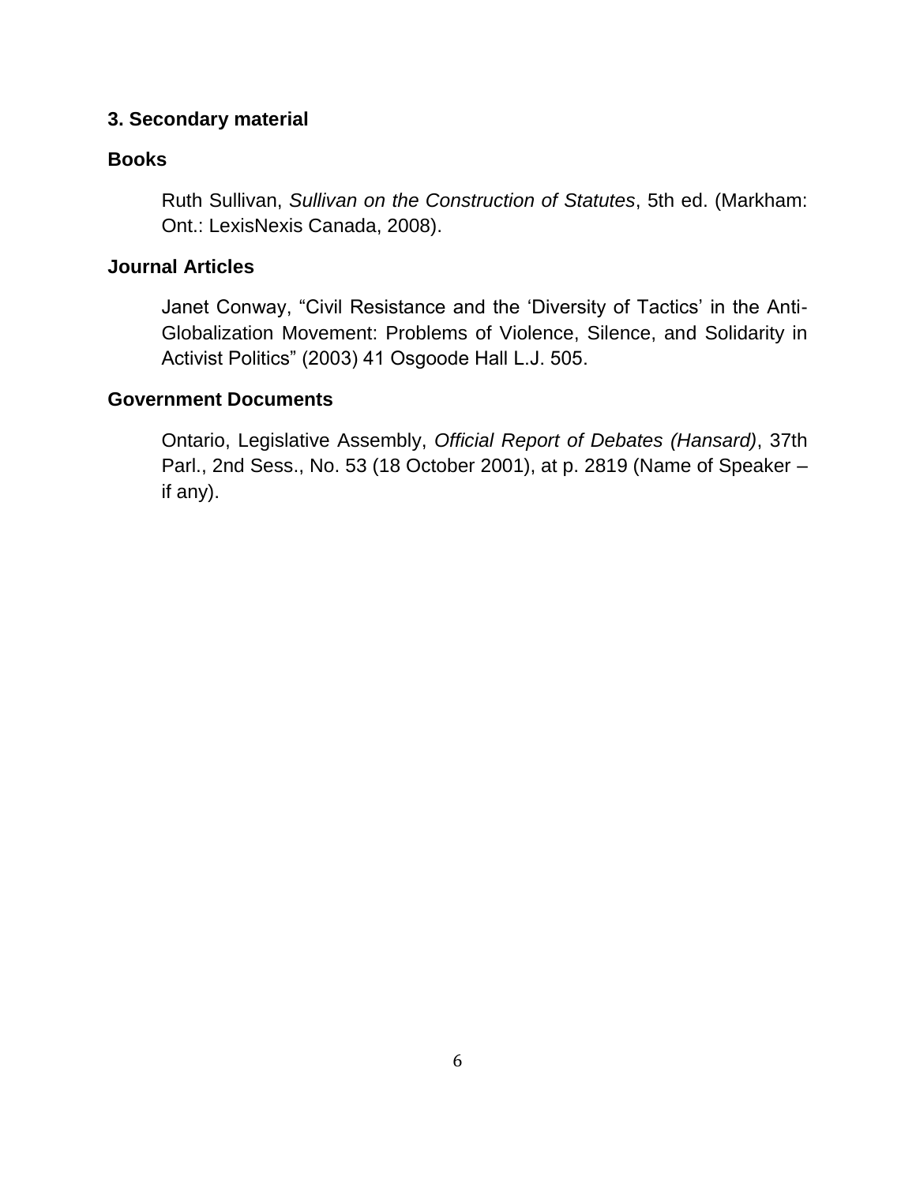### 3. Secondary material

#### Books

Ruth Sullivan, *Sullivan on the Construction of Statutes*, 5th ed. (Markham: Ont.: LexisNexis Canada, 2008).

#### Journal Articles

Janet Conway, "Civil Resistance and the 'Diversity of Tactics' in the Anti-Globalization Movement: Problems of Violence, Silence, and Solidarity in Activist Politics" (2003) 41 Osgoode Hall L.J. 505.

#### Government Documents

Ontario, Legislative Assembly, *Official Report of Debates (Hansard)*, 37th Parl., 2nd Sess., No. 53 (18 October 2001), at p. 2819 (Name of Speaker – if any).